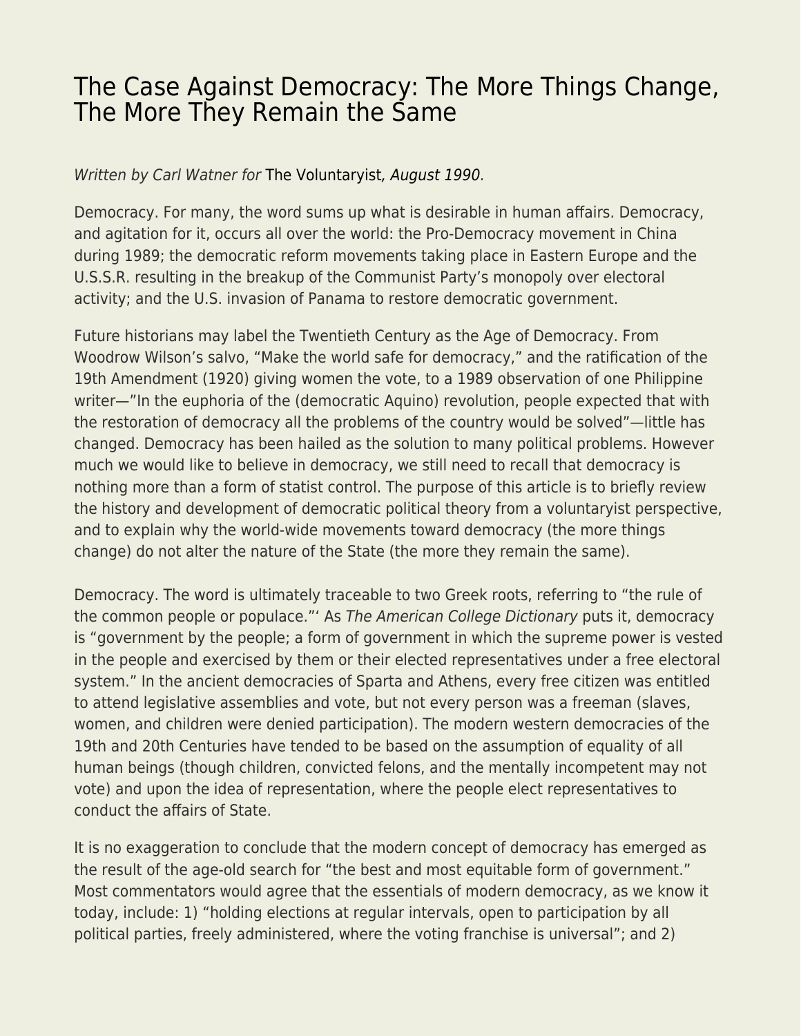# The Case Against Democracy: The More Things Change, The More They Remain the Same

*Written by Carl Watner for* The Voluntaryist*, August 1990.*

Democracy. For many, the word sums up what is desirable in human affairs. Democracy, and agitation for it, occurs all over the world: the Pro-Democracy movement in China during 1989; the democratic reform movements taking place in Eastern Europe and the U.S.S.R. resulting in the breakup of the Communist Party's monopoly over electoral activity; and the U.S. invasion of Panama to restore democratic government.

Future historians may label the Twentieth Century as the Age of Democracy. From Woodrow Wilson's salvo, "Make the world safe for democracy," and the ratification of the 19th Amendment (1920) giving women the vote, to a 1989 observation of one Philippine writer—"In the euphoria of the (democratic Aquino) revolution, people expected that with the restoration of democracy all the problems of the country would be solved"—little has changed. Democracy has been hailed as the solution to many political problems. However much we would like to believe in democracy, we still need to recall that democracy is nothing more than a form of statist control. The purpose of this article is to briefly review the history and development of democratic political theory from a voluntaryist perspective, and to explain why the world-wide movements toward democracy (the more things change) do not alter the nature of the State (the more they remain the same).

Democracy. The word is ultimately traceable to two Greek roots, referring to "the rule of the common people or populace."' As *The American College Dictionary* puts it, democracy is "government by the people; a form of government in which the supreme power is vested in the people and exercised by them or their elected representatives under a free electoral system." In the ancient democracies of Sparta and Athens, every free citizen was entitled to attend legislative assemblies and vote, but not every person was a freeman (slaves, women, and children were denied participation). The modern western democracies of the 19th and 20th Centuries have tended to be based on the assumption of equality of all human beings (though children, convicted felons, and the mentally incompetent may not vote) and upon the idea of representation, where the people elect representatives to conduct the affairs of State.

It is no exaggeration to conclude that the modern concept of democracy has emerged as the result of the age-old search for "the best and most equitable form of government." Most commentators would agree that the essentials of modern democracy, as we know it today, include: 1) "holding elections at regular intervals, open to participation by all political parties, freely administered, where the voting franchise is universal"; and 2)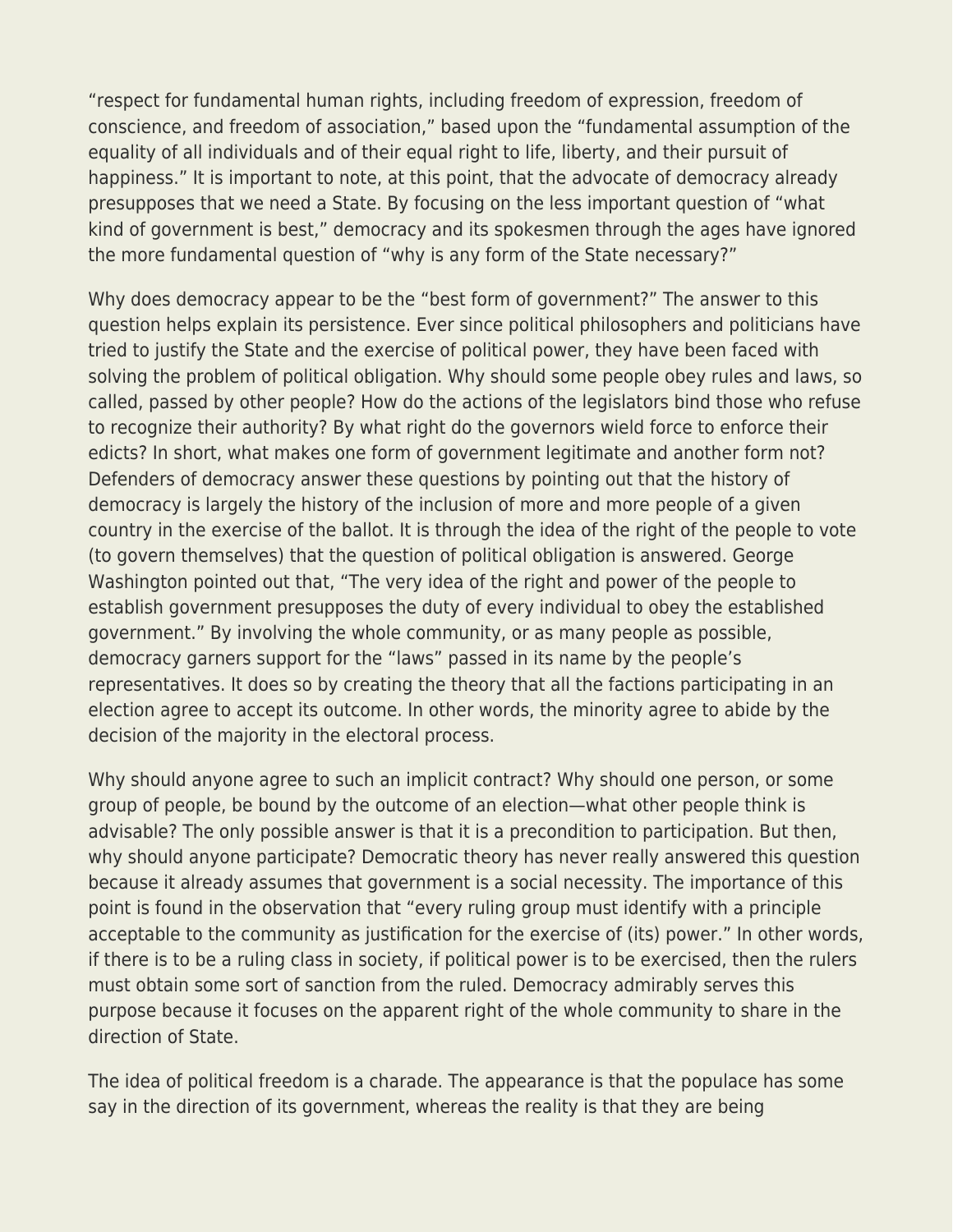"respect for fundamental human rights, including freedom of expression, freedom of conscience, and freedom of association," based upon the "fundamental assumption of the equality of all individuals and of their equal right to life, liberty, and their pursuit of happiness." It is important to note, at this point, that the advocate of democracy already presupposes that we need a State. By focusing on the less important question of "what kind of government is best," democracy and its spokesmen through the ages have ignored the more fundamental question of "why is any form of the State necessary?"

Why does democracy appear to be the "best form of government?" The answer to this question helps explain its persistence. Ever since political philosophers and politicians have tried to justify the State and the exercise of political power, they have been faced with solving the problem of political obligation. Why should some people obey rules and laws, so called, passed by other people? How do the actions of the legislators bind those who refuse to recognize their authority? By what right do the governors wield force to enforce their edicts? In short, what makes one form of government legitimate and another form not? Defenders of democracy answer these questions by pointing out that the history of democracy is largely the history of the inclusion of more and more people of a given country in the exercise of the ballot. It is through the idea of the right of the people to vote (to govern themselves) that the question of political obligation is answered. George Washington pointed out that, "The very idea of the right and power of the people to establish government presupposes the duty of every individual to obey the established government." By involving the whole community, or as many people as possible, democracy garners support for the "laws" passed in its name by the people's representatives. It does so by creating the theory that all the factions participating in an election agree to accept its outcome. In other words, the minority agree to abide by the decision of the majority in the electoral process.

Why should anyone agree to such an implicit contract? Why should one person, or some group of people, be bound by the outcome of an election—what other people think is advisable? The only possible answer is that it is a precondition to participation. But then, why should anyone participate? Democratic theory has never really answered this question because it already assumes that government is a social necessity. The importance of this point is found in the observation that "every ruling group must identify with a principle acceptable to the community as justification for the exercise of (its) power." In other words, if there is to be a ruling class in society, if political power is to be exercised, then the rulers must obtain some sort of sanction from the ruled. Democracy admirably serves this purpose because it focuses on the apparent right of the whole community to share in the direction of State.

The idea of political freedom is a charade. The appearance is that the populace has some say in the direction of its government, whereas the reality is that they are being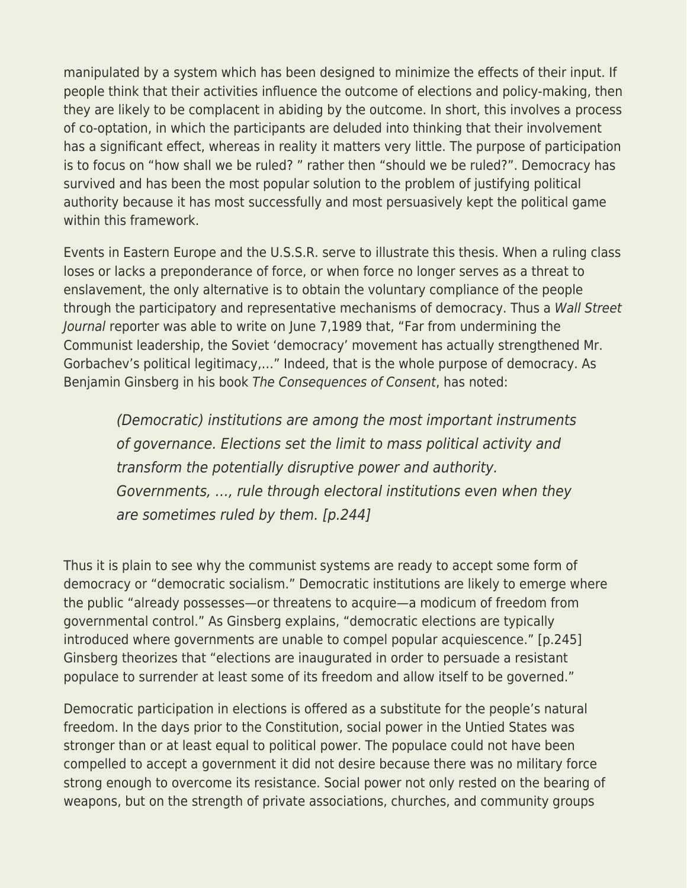manipulated by a system which has been designed to minimize the effects of their input. If people think that their activities influence the outcome of elections and policy-making, then they are likely to be complacent in abiding by the outcome. In short, this involves a process of co-optation, in which the participants are deluded into thinking that their involvement has a significant effect, whereas in reality it matters very little. The purpose of participation is to focus on "how shall we be ruled? " rather then "should we be ruled?". Democracy has survived and has been the most popular solution to the problem of justifying political authority because it has most successfully and most persuasively kept the political game within this framework.

Events in Eastern Europe and the U.S.S.R. serve to illustrate this thesis. When a ruling class loses or lacks a preponderance of force, or when force no longer serves as a threat to enslavement, the only alternative is to obtain the voluntary compliance of the people through the participatory and representative mechanisms of democracy. Thus a *Wall Street Journal* reporter was able to write on June 7,1989 that, "Far from undermining the Communist leadership, the Soviet 'democracy' movement has actually strengthened Mr. Gorbachev's political legitimacy,…" Indeed, that is the whole purpose of democracy. As Benjamin Ginsberg in his book *The Consequences of Consent*, has noted:

> *(Democratic) institutions are among the most important instruments of governance. Elections set the limit to mass political activity and transform the potentially disruptive power and authority. Governments, …, rule through electoral institutions even when they are sometimes ruled by them. [p.244]*

Thus it is plain to see why the communist systems are ready to accept some form of democracy or "democratic socialism." Democratic institutions are likely to emerge where the public "already possesses—or threatens to acquire—a modicum of freedom from governmental control." As Ginsberg explains, "democratic elections are typically introduced where governments are unable to compel popular acquiescence." [p.245] Ginsberg theorizes that "elections are inaugurated in order to persuade a resistant populace to surrender at least some of its freedom and allow itself to be governed."

Democratic participation in elections is offered as a substitute for the people's natural freedom. In the days prior to the Constitution, social power in the Untied States was stronger than or at least equal to political power. The populace could not have been compelled to accept a government it did not desire because there was no military force strong enough to overcome its resistance. Social power not only rested on the bearing of weapons, but on the strength of private associations, churches, and community groups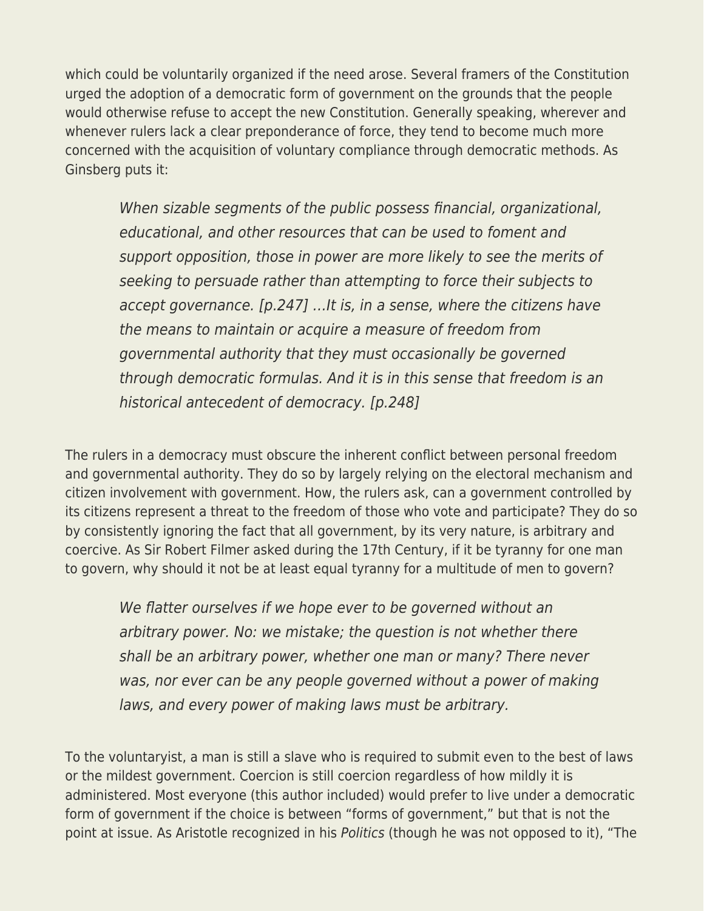which could be voluntarily organized if the need arose. Several framers of the Constitution urged the adoption of a democratic form of government on the grounds that the people would otherwise refuse to accept the new Constitution. Generally speaking, wherever and whenever rulers lack a clear preponderance of force, they tend to become much more concerned with the acquisition of voluntary compliance through democratic methods. As Ginsberg puts it:

> *When sizable segments of the public possess financial, organizational, educational, and other resources that can be used to foment and support opposition, those in power are more likely to see the merits of seeking to persuade rather than attempting to force their subjects to accept governance. [p.247] …It is, in a sense, where the citizens have the means to maintain or acquire a measure of freedom from governmental authority that they must occasionally be governed through democratic formulas. And it is in this sense that freedom is an historical antecedent of democracy. [p.248]*

The rulers in a democracy must obscure the inherent conflict between personal freedom and governmental authority. They do so by largely relying on the electoral mechanism and citizen involvement with government. How, the rulers ask, can a government controlled by its citizens represent a threat to the freedom of those who vote and participate? They do so by consistently ignoring the fact that all government, by its very nature, is arbitrary and coercive. As Sir Robert Filmer asked during the 17th Century, if it be tyranny for one man to govern, why should it not be at least equal tyranny for a multitude of men to govern?

> *We flatter ourselves if we hope ever to be governed without an arbitrary power. No: we mistake; the question is not whether there shall be an arbitrary power, whether one man or many? There never was, nor ever can be any people governed without a power of making laws, and every power of making laws must be arbitrary.*

To the voluntaryist, a man is still a slave who is required to submit even to the best of laws or the mildest government. Coercion is still coercion regardless of how mildly it is administered. Most everyone (this author included) would prefer to live under a democratic form of government if the choice is between "forms of government," but that is not the point at issue. As Aristotle recognized in his *Politics* (though he was not opposed to it), "The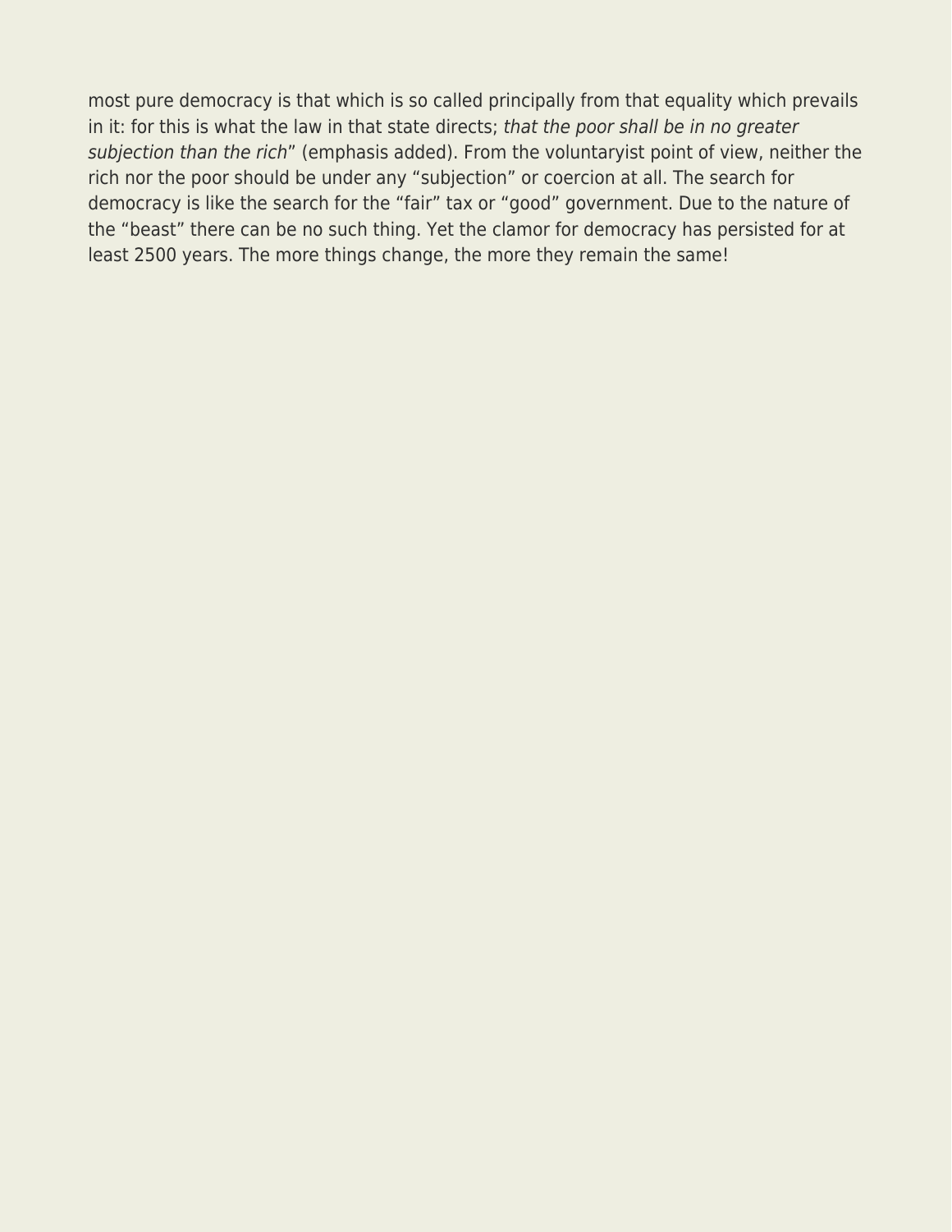most pure democracy is that which is so called principally from that equality which prevails in it: for this is what the law in that state directs; *that the poor shall be in no greater subjection than the rich*" (emphasis added). From the voluntaryist point of view, neither the rich nor the poor should be under any "subjection" or coercion at all. The search for democracy is like the search for the "fair" tax or "good" government. Due to the nature of the "beast" there can be no such thing. Yet the clamor for democracy has persisted for at least 2500 years. The more things change, the more they remain the same!